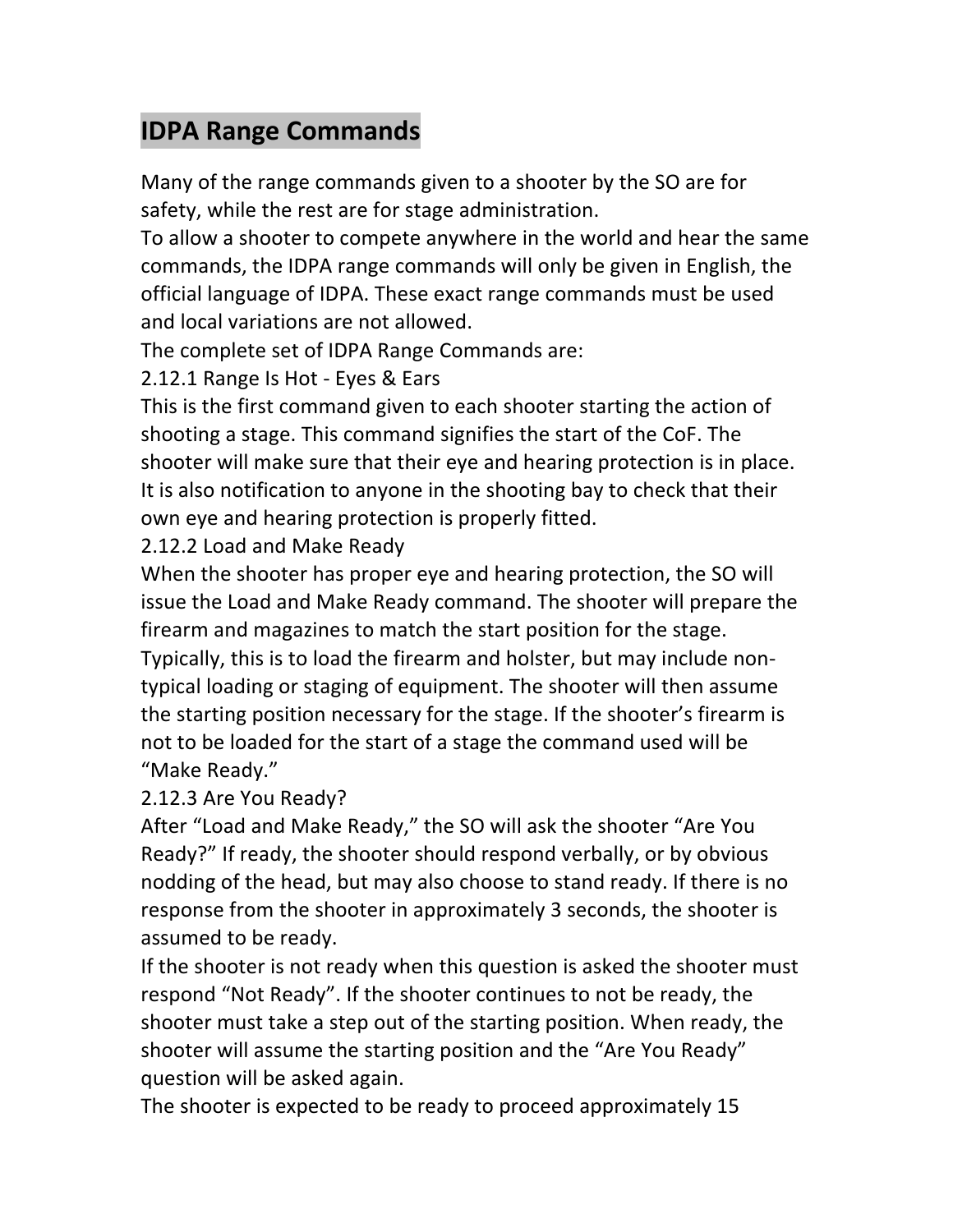# IDPA Range Commands

Many of the range commands given to a shooter by the SO are for safety, while the rest are for stage administration.

To allow a shooter to compete anywhere in the world and hear the same commands, the IDPA range commands will only be given in English, the official language of IDPA. These exact range commands must be used and local variations are not allowed.

The complete set of IDPA Range Commands are:

2.12.1 Range Is Hot - Eyes & Ears

This is the first command given to each shooter starting the action of shooting a stage. This command signifies the start of the CoF. The shooter will make sure that their eye and hearing protection is in place. It is also notification to anyone in the shooting bay to check that their own eye and hearing protection is properly fitted.

2.12.2 Load and Make Ready

When the shooter has proper eye and hearing protection, the SO will issue the Load and Make Ready command. The shooter will prepare the firearm and magazines to match the start position for the stage. Typically, this is to load the firearm and holster, but may include non-typical loading or staging of equipment. The shooter will then assume the starting position necessary for the stage. If the shooter's firearm is not to be loaded for the start of a stage the command used will be "Make Ready."

2.12.3 Are You Ready?

After "Load and Make Ready," the SO will ask the shooter "Are You Ready?" If ready, the shooter should respond verbally, or by obvious nodding of the head, but may also choose to stand ready. If there is no response from the shooter in approximately 3 seconds, the shooter is assumed to be ready.

If the shooter is not ready when this question is asked the shooter must respond "Not Ready". If the shooter continues to not be ready, the shooter must take a step out of the starting position. When ready, the shooter will assume the starting position and the "Are You Ready" question will be asked again.

The shooter is expected to be ready to proceed approximately 15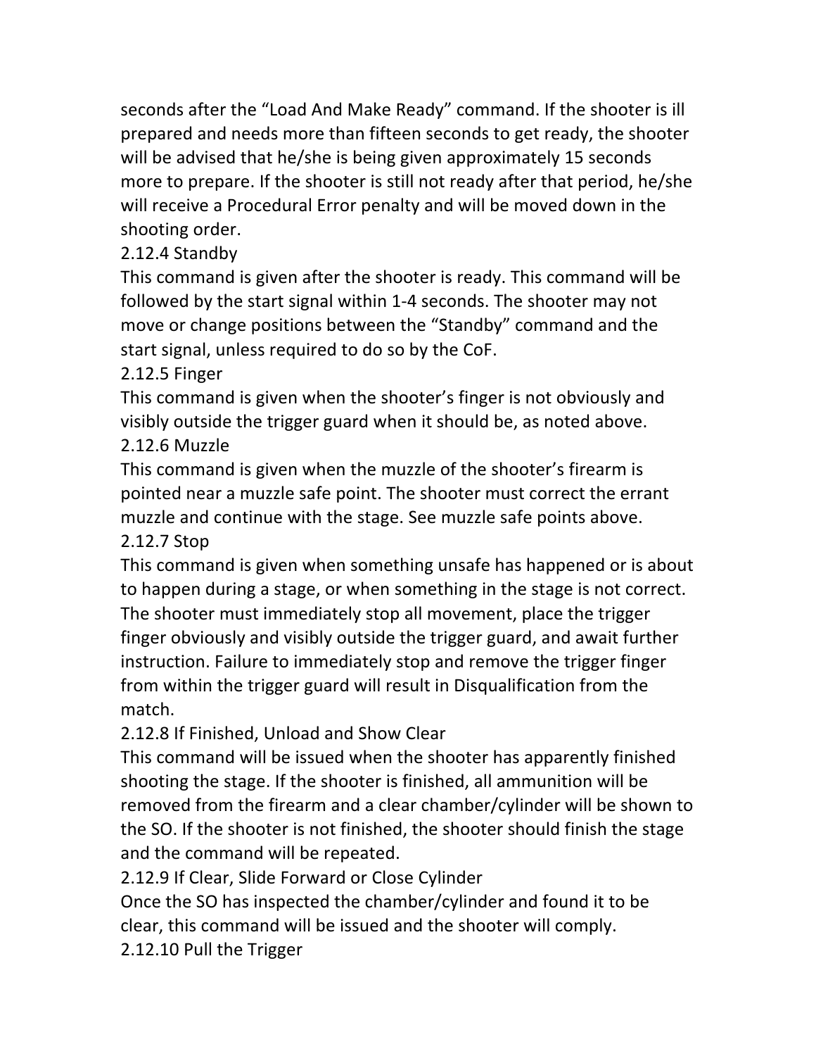seconds after the “Load And Make Ready” command. If the shooter is ill prepared and needs more than fifteen seconds to get ready, the shooter will be advised that he/she is being given approximately 15 seconds more to prepare. If the shooter is still not ready after that period, he/she will receive a Procedural Error penalty and will be moved down in the shooting order.

2.12.4 Standby

This command is given after the shooter is ready. This command will be followed by the start signal within 1-4 seconds. The shooter may not move or change positions between the “Standby” command and the start signal, unless required to do so by the CoF.

2.12.5 Finger

This command is given when the shooter’s finger is not obviously and visibly outside the trigger guard when it should be, as noted above.

2.12.6 Muzzle

This command is given when the muzzle of the shooter’s firearm is pointed near a muzzle safe point. The shooter must correct the errant muzzle and continue with the stage. See muzzle safe points above.

2.12.7 Stop

This command is given when something unsafe has happened or is about to happen during a stage, or when something in the stage is not correct. The shooter must immediately stop all movement, place the trigger finger obviously and visibly outside the trigger guard, and await further instruction. Failure to immediately stop and remove the trigger finger from within the trigger guard will result in Disqualification from the match.

2.12.8 If Finished, Unload and Show Clear

This command will be issued when the shooter has apparently finished shooting the stage. If the shooter is finished, all ammunition will be removed from the firearm and a clear chamber/cylinder will be shown to the SO. If the shooter is not finished, the shooter should finish the stage and the command will be repeated.

2.12.9 If Clear, Slide Forward or Close Cylinder

Once the SO has inspected the chamber/cylinder and found it to be clear, this command will be issued and the shooter will comply.

2.12.10 Pull the Trigger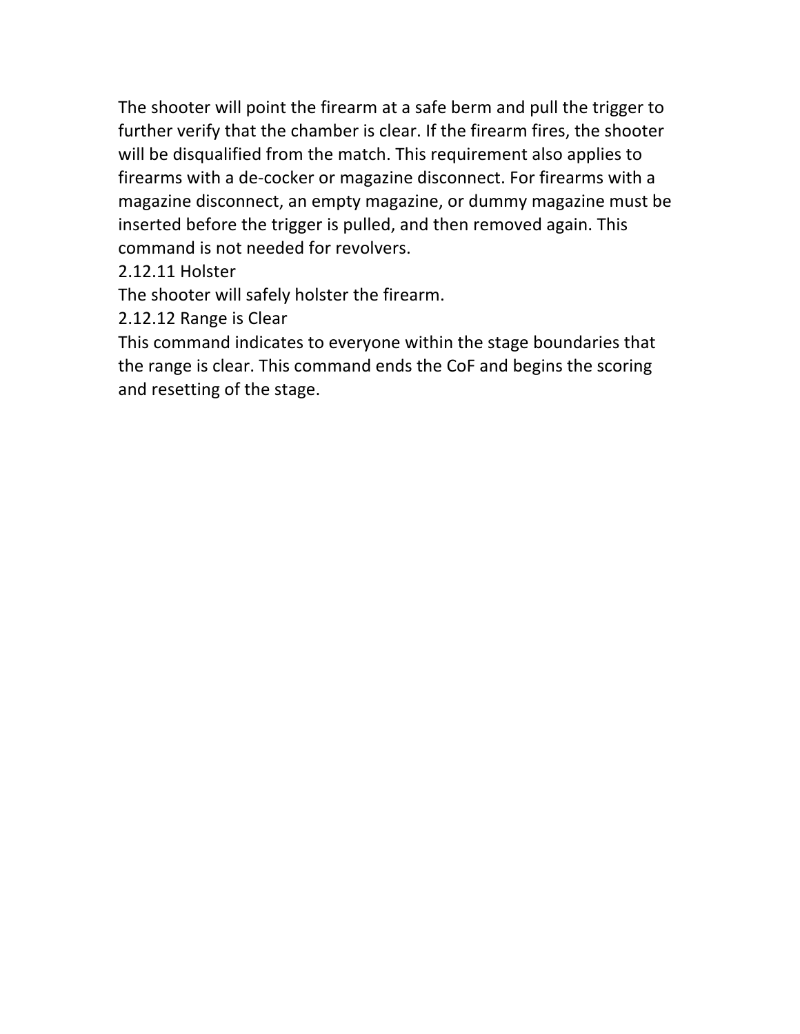The shooter will point the firearm at a safe berm and pull the trigger to further verify that the chamber is clear. If the firearm fires, the shooter will be disqualified from the match. This requirement also applies to firearms with a de-cocker or magazine disconnect. For firearms with a magazine disconnect, an empty magazine, or dummy magazine must be inserted before the trigger is pulled, and then removed again. This command is not needed for revolvers.

### 2.12.11 Holster

The shooter will safely holster the firearm.

### 2.12.12 Range is Clear

This command indicates to everyone within the stage boundaries that the range is clear. This command ends the CoF and begins the scoring and resetting of the stage.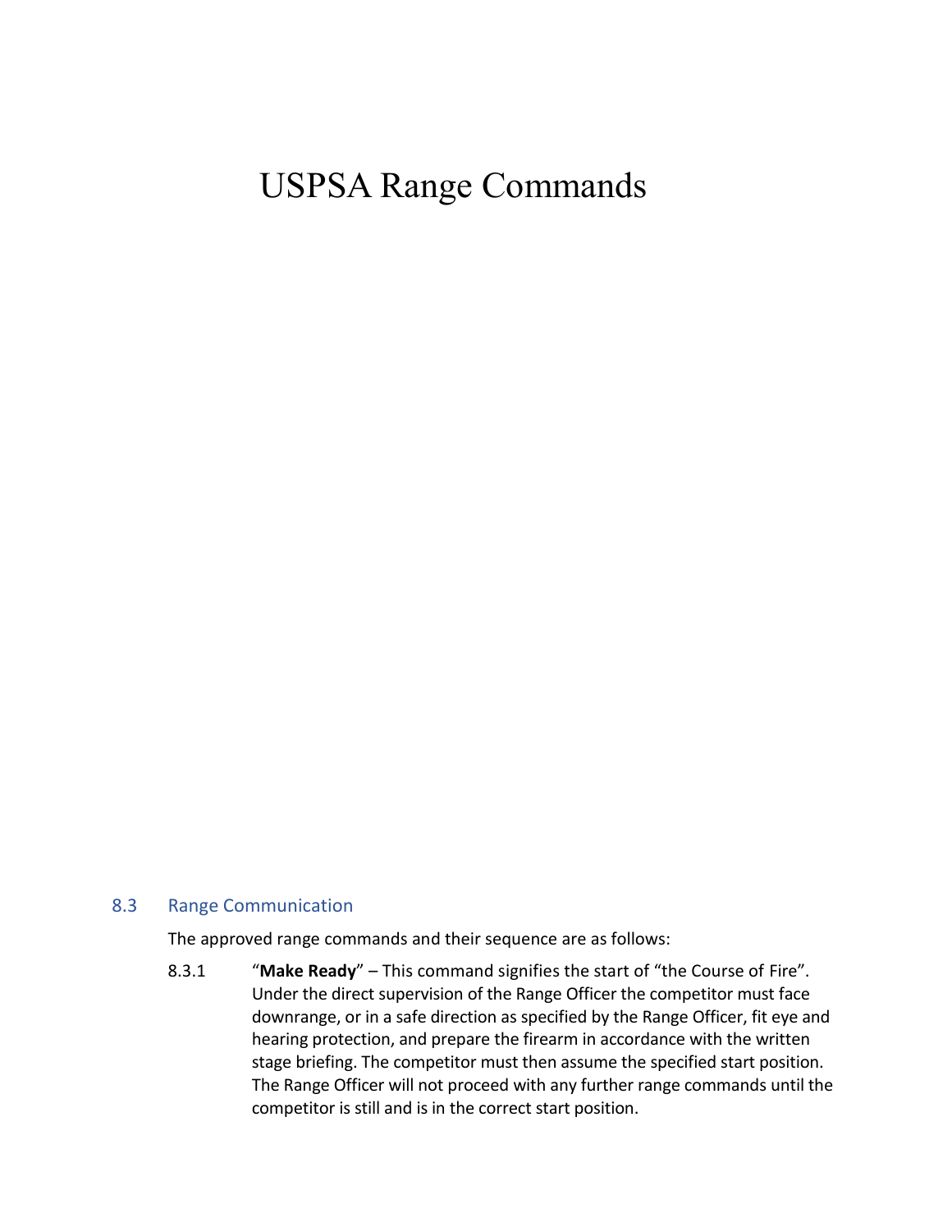# USPSA Range Commands

## 8.3 Range Communication

The approved range commands and their sequence are as follows:

8.3.1 "**Make Ready**" – This command signifies the start of "the Course of Fire". Under the direct supervision of the Range Officer the competitor must face downrange, or in a safe direction as specified by the Range Officer, fit eye and hearing protection, and prepare the firearm in accordance with the written stage briefing. The competitor must then assume the specified start position. The Range Officer will not proceed with any further range commands until the competitor is still and is in the correct start position.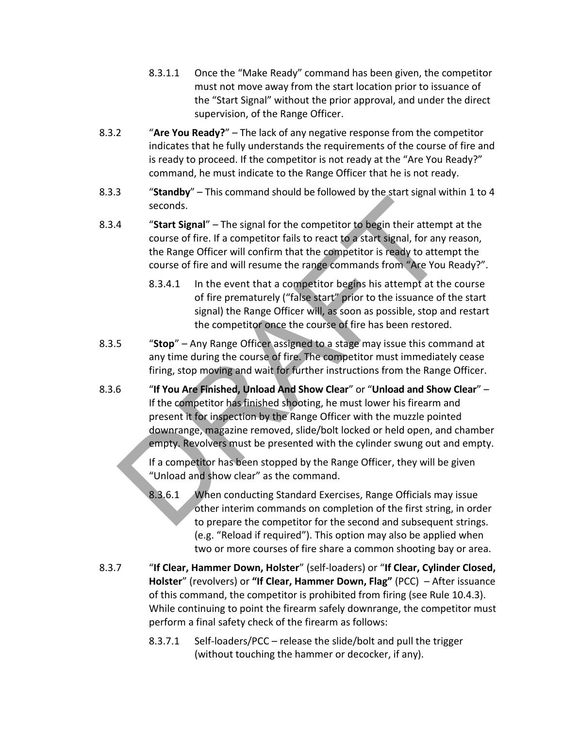8.3.1.1 Once the "Make Ready" command has been given, the competitor must not move away from the start location prior to issuance of the "Start Signal" without the prior approval, and under the direct supervision, of the Range Officer.

8.3.2 "**Are You Ready?**" – The lack of any negative response from the competitor indicates that he fully understands the requirements of the course of fire and is ready to proceed. If the competitor is not ready at the "Are You Ready?" command, he must indicate to the Range Officer that he is not ready.

8.3.3 "**Standby**" – This command should be followed by the start signal within 1 to 4 seconds.

8.3.4 "**Start Signal**" – The signal for the competitor to begin their attempt at the course of fire. If a competitor fails to react to a start signal, for any reason, the Range Officer will confirm that the competitor is ready to attempt the course of fire and will resume the range commands from "Are You Ready?".

8.3.4.1 In the event that a competitor begins his attempt at the course of fire prematurely ("false start" prior to the issuance of the start signal) the Range Officer will, as soon as possible, stop and restart the competitor once the course of fire has been restored.

8.3.5 "**Stop**" – Any Range Officer assigned to a stage may issue this command at any time during the course of fire. The competitor must immediately cease firing, stop moving and wait for further instructions from the Range Officer.

8.3.6 "**If You Are Finished, Unload And Show Clear**" or "**Unload and Show Clear**" – If the competitor has finished shooting, he must lower his firearm and present it for inspection by the Range Officer with the muzzle pointed downrange, magazine removed, slide/bolt locked or held open, and chamber empty. Revolvers must be presented with the cylinder swung out and empty.

If a competitor has been stopped by the Range Officer, they will be given "Unload and show clear" as the command.

8.3.6.1 When conducting Standard Exercises, Range Officials may issue other interim commands on completion of the first string, in order to prepare the competitor for the second and subsequent strings. (e.g. "Reload if required"). This option may also be applied when two or more courses of fire share a common shooting bay or area.

8.3.7 "**If Clear, Hammer Down, Holster**" (self-loaders) or "**If Clear, Cylinder Closed, Holster**" (revolvers) or **"If Clear, Hammer Down, Flag"** (PCC) – After issuance of this command, the competitor is prohibited from firing (see Rule 10.4.3). While continuing to point the firearm safely downrange, the competitor must perform a final safety check of the firearm as follows:

8.3.7.1 Self-loaders/PCC – release the slide/bolt and pull the trigger (without touching the hammer or decocker, if any).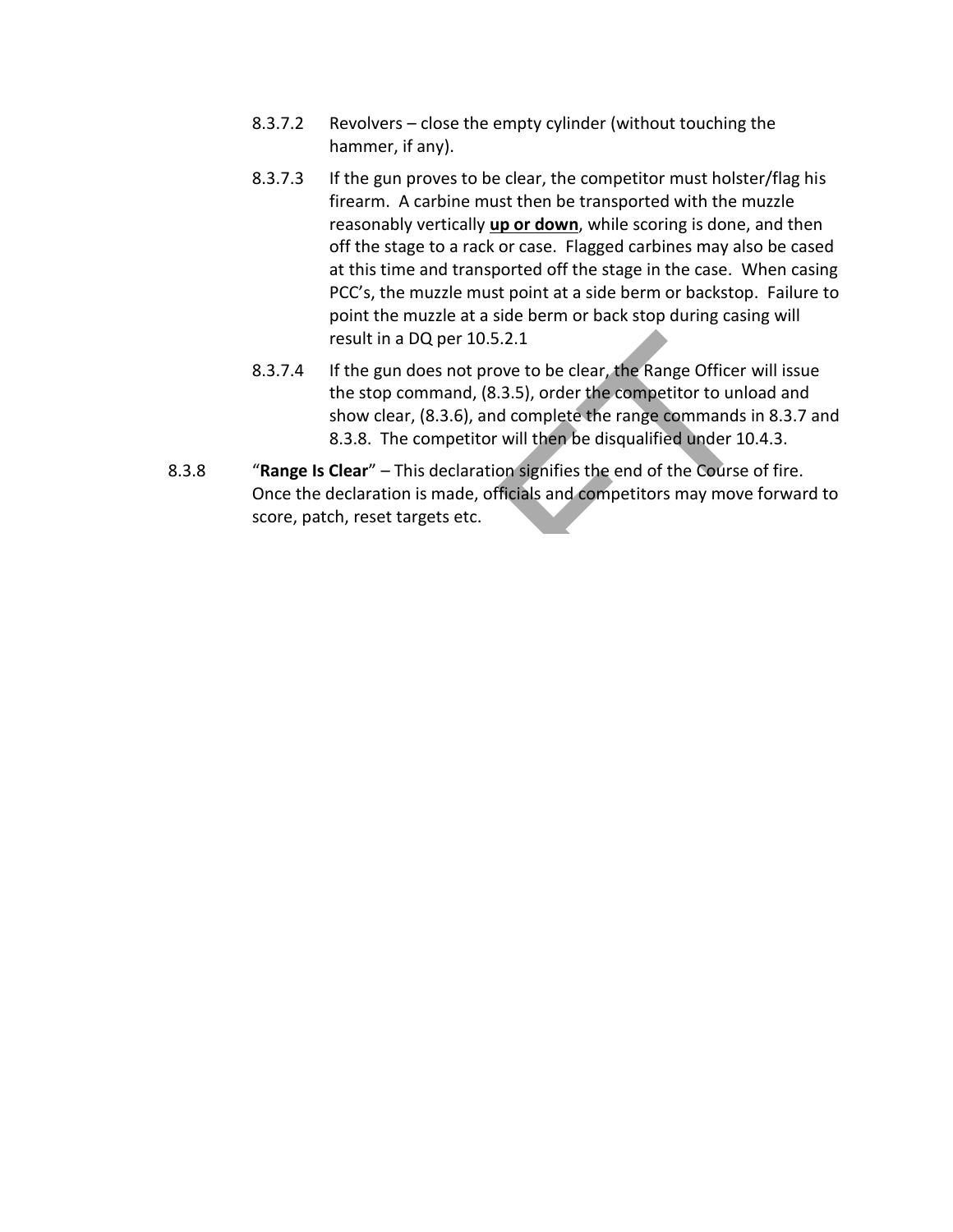8.3.7.2 Revolvers – close the empty cylinder (without touching the hammer, if any).

8.3.7.3 If the gun proves to be clear, the competitor must holster/flag his firearm. A carbine must then be transported with the muzzle reasonably vertically **up or down**, while scoring is done, and then off the stage to a rack or case. Flagged carbines may also be cased at this time and transported off the stage in the case. When casing PCC's, the muzzle must point at a side berm or backstop. Failure to point the muzzle at a side berm or back stop during casing will result in a DQ per 10.5.2.1

8.3.7.4 If the gun does not prove to be clear, the Range Officer will issue the stop command, (8.3.5), order the competitor to unload and show clear, (8.3.6), and complete the range commands in 8.3.7 and 8.3.8. The competitor will then be disqualified under 10.4.3.

8.3.8 "**Range Is Clear**" – This declaration signifies the end of the Course of fire. Once the declaration is made, officials and competitors may move forward to score, patch, reset targets etc.